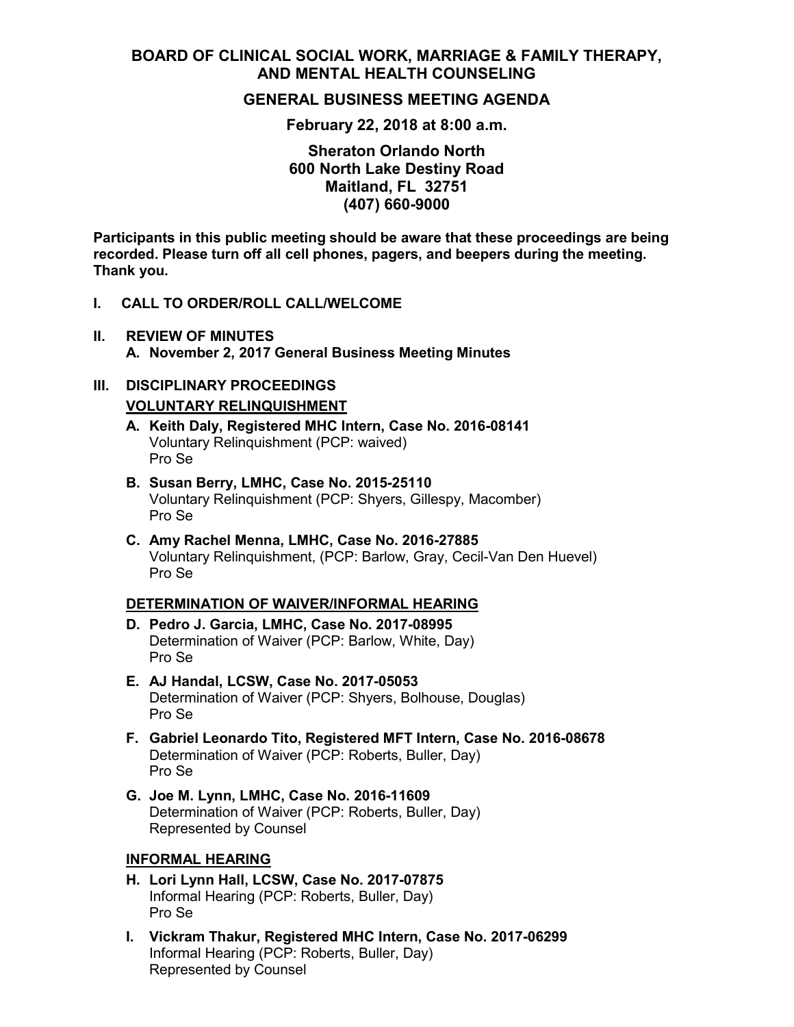# BOARD OF CLINICAL SOCIAL WORK, MARRIAGE & FAMILY THERAPY, AND MENTAL HEALTH COUNSELING

## GENERAL BUSINESS MEETING AGENDA

**February 22, 2018 at 8:00 a.m.**

**Sheraton Orlando North**
**600 North Lake Destiny Road**
**Maitland, FL 32751**
**(407) 660-9000**

**Participants in this public meeting should be aware that these proceedings are being recorded. Please turn off all cell phones, pagers, and beepers during the meeting. Thank you.**

**I. CALL TO ORDER/ROLL CALL/WELCOME**

**II. REVIEW OF MINUTES**

**A. November 2, 2017 General Business Meeting Minutes**

**III. DISCIPLINARY PROCEEDINGS**

**VOLUNTARY RELINQUISHMENT**

**A. Keith Daly, Registered MHC Intern, Case No. 2016-08141**
Voluntary Relinquishment (PCP: waived)
Pro Se

**B. Susan Berry, LMHC, Case No. 2015-25110**
Voluntary Relinquishment (PCP: Shyers, Gillespy, Macomber)
Pro Se

**C. Amy Rachel Menna, LMHC, Case No. 2016-27885**
Voluntary Relinquishment, (PCP: Barlow, Gray, Cecil-Van Den Huevel)
Pro Se

**DETERMINATION OF WAIVER/INFORMAL HEARING**

**D. Pedro J. Garcia, LMHC, Case No. 2017-08995**
Determination of Waiver (PCP: Barlow, White, Day)
Pro Se

**E. AJ Handal, LCSW, Case No. 2017-05053**
Determination of Waiver (PCP: Shyers, Bolhouse, Douglas)
Pro Se

**F. Gabriel Leonardo Tito, Registered MFT Intern, Case No. 2016-08678**
Determination of Waiver (PCP: Roberts, Buller, Day)
Pro Se

**G. Joe M. Lynn, LMHC, Case No. 2016-11609**
Determination of Waiver (PCP: Roberts, Buller, Day)
Represented by Counsel

**INFORMAL HEARING**

**H. Lori Lynn Hall, LCSW, Case No. 2017-07875**
Informal Hearing (PCP: Roberts, Buller, Day)
Pro Se

**I. Vickram Thakur, Registered MHC Intern, Case No. 2017-06299**
Informal Hearing (PCP: Roberts, Buller, Day)
Represented by Counsel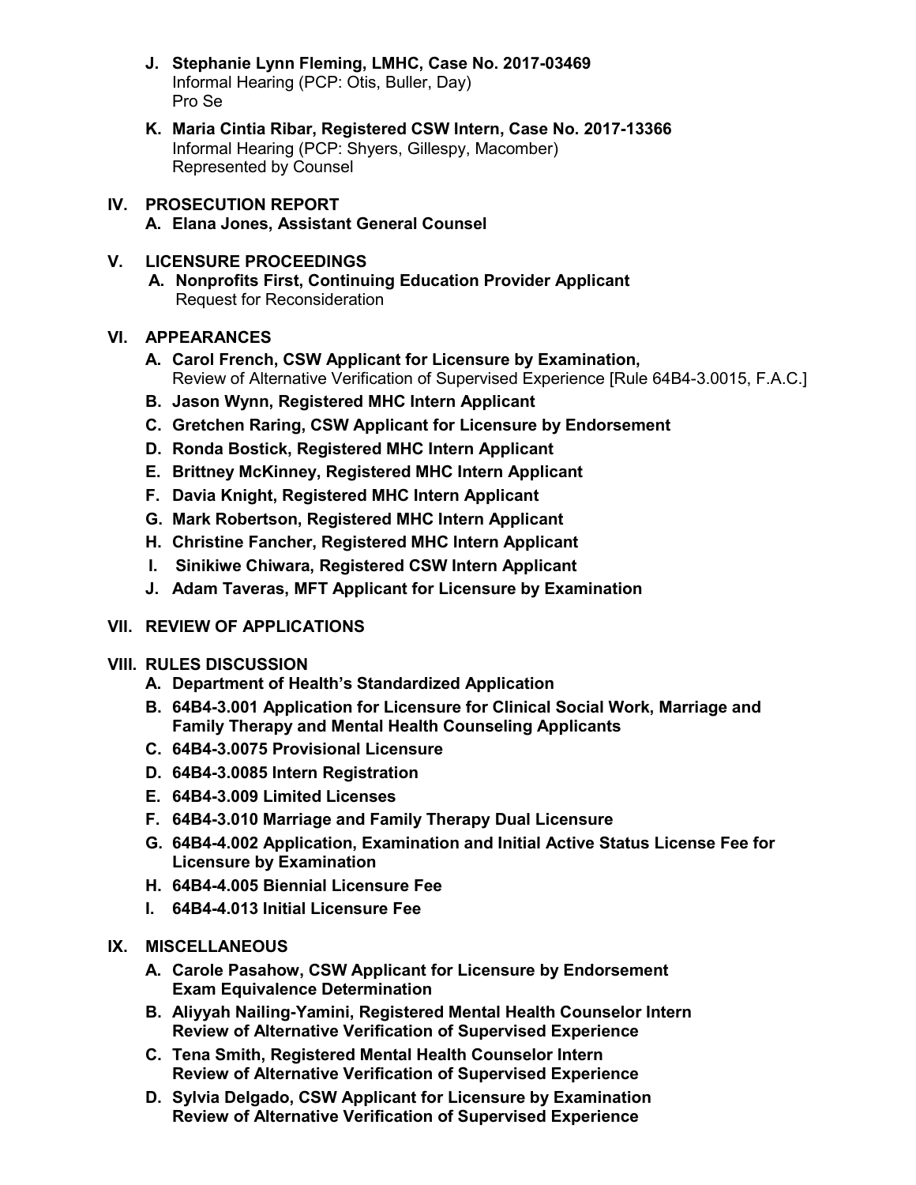- **J. Stephanie Lynn Fleming, LMHC, Case No. 2017-03469**
  Informal Hearing (PCP: Otis, Buller, Day)
  Pro Se
- **K. Maria Cintia Ribar, Registered CSW Intern, Case No. 2017-13366**
  Informal Hearing (PCP: Shyers, Gillespy, Macomber)
  Represented by Counsel

## IV. PROSECUTION REPORT

- **A. Elana Jones, Assistant General Counsel**

## V. LICENSURE PROCEEDINGS

- **A. Nonprofits First, Continuing Education Provider Applicant**
  Request for Reconsideration

## VI. APPEARANCES

- **A. Carol French, CSW Applicant for Licensure by Examination,**
  Review of Alternative Verification of Supervised Experience [Rule 64B4-3.0015, F.A.C.]
- **B. Jason Wynn, Registered MHC Intern Applicant**
- **C. Gretchen Raring, CSW Applicant for Licensure by Endorsement**
- **D. Ronda Bostick, Registered MHC Intern Applicant**
- **E. Brittney McKinney, Registered MHC Intern Applicant**
- **F. Davia Knight, Registered MHC Intern Applicant**
- **G. Mark Robertson, Registered MHC Intern Applicant**
- **H. Christine Fancher, Registered MHC Intern Applicant**
- **I. Sinikiwe Chiwara, Registered CSW Intern Applicant**
- **J. Adam Taveras, MFT Applicant for Licensure by Examination**

## VII. REVIEW OF APPLICATIONS

## VIII. RULES DISCUSSION

- **A. Department of Health's Standardized Application**
- **B. 64B4-3.001 Application for Licensure for Clinical Social Work, Marriage and Family Therapy and Mental Health Counseling Applicants**
- **C. 64B4-3.0075 Provisional Licensure**
- **D. 64B4-3.0085 Intern Registration**
- **E. 64B4-3.009 Limited Licenses**
- **F. 64B4-3.010 Marriage and Family Therapy Dual Licensure**
- **G. 64B4-4.002 Application, Examination and Initial Active Status License Fee for Licensure by Examination**
- **H. 64B4-4.005 Biennial Licensure Fee**
- **I. 64B4-4.013 Initial Licensure Fee**

## IX. MISCELLANEOUS

- **A. Carole Pasahow, CSW Applicant for Licensure by Endorsement**
  **Exam Equivalence Determination**
- **B. Aliyyah Nailing-Yamini, Registered Mental Health Counselor Intern**
  **Review of Alternative Verification of Supervised Experience**
- **C. Tena Smith, Registered Mental Health Counselor Intern**
  **Review of Alternative Verification of Supervised Experience**
- **D. Sylvia Delgado, CSW Applicant for Licensure by Examination**
  **Review of Alternative Verification of Supervised Experience**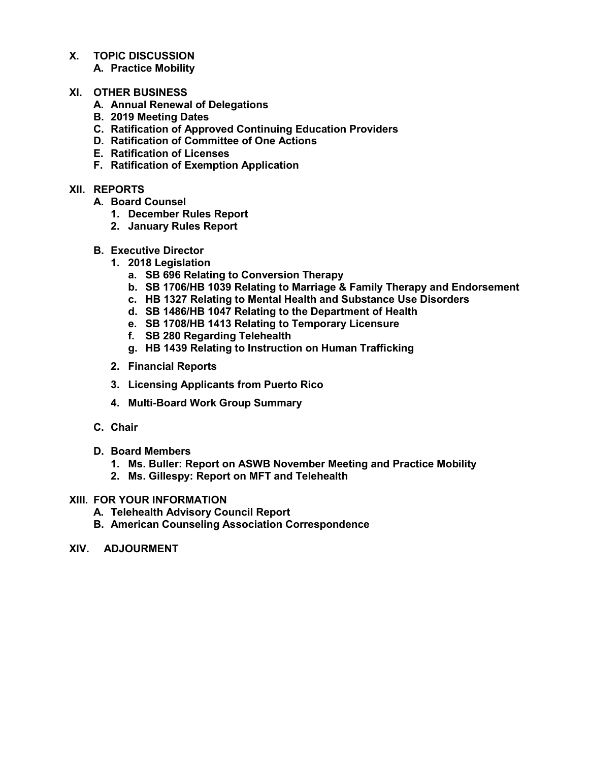**X. TOPIC DISCUSSION**

**A. Practice Mobility**

**XI. OTHER BUSINESS**

**A. Annual Renewal of Delegations**

**B. 2019 Meeting Dates**

**C. Ratification of Approved Continuing Education Providers**

**D. Ratification of Committee of One Actions**

**E. Ratification of Licenses**

**F. Ratification of Exemption Application**

**XII. REPORTS**

**A. Board Counsel**

1. **December Rules Report**
2. **January Rules Report**

**B. Executive Director**

1. **2018 Legislation**
   - a. **SB 696 Relating to Conversion Therapy**
   - b. **SB 1706/HB 1039 Relating to Marriage & Family Therapy and Endorsement**
   - c. **HB 1327 Relating to Mental Health and Substance Use Disorders**
   - d. **SB 1486/HB 1047 Relating to the Department of Health**
   - e. **SB 1708/HB 1413 Relating to Temporary Licensure**
   - f. **SB 280 Regarding Telehealth**
   - g. **HB 1439 Relating to Instruction on Human Trafficking**
2. **Financial Reports**
3. **Licensing Applicants from Puerto Rico**
4. **Multi-Board Work Group Summary**

**C. Chair**

**D. Board Members**

1. **Ms. Buller: Report on ASWB November Meeting and Practice Mobility**
2. **Ms. Gillespy: Report on MFT and Telehealth**

**XIII. FOR YOUR INFORMATION**

**A. Telehealth Advisory Council Report**

**B. American Counseling Association Correspondence**

**XIV. ADJOURMENT**